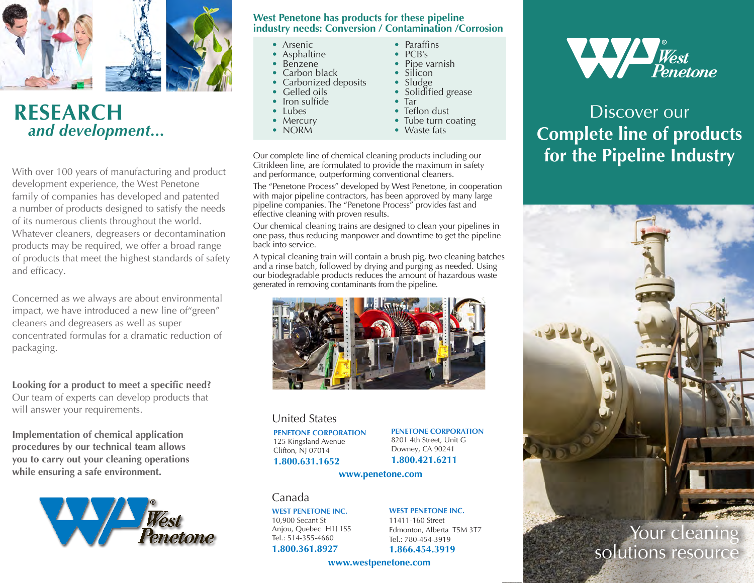# RESEARCH
## *and development...*

With over 100 years of manufacturing and product development experience, the West Penetone family of companies has developed and patented a number of products designed to satisfy the needs of its numerous clients throughout the world. Whatever cleaners, degreasers or decontamination products may be required, we offer a broad range of products that meet the highest standards of safety and efficacy.

Concerned as we always are about environmental impact, we have introduced a new line of"green" cleaners and degreasers as well as super concentrated formulas for a dramatic reduction of packaging.

**Looking for a product to meet a specific need?** Our team of experts can develop products that will answer your requirements.

**Implementation of chemical application procedures by our technical team allows you to carry out your cleaning operations while ensuring a safe environment.**

West Penetone

## West Penetone has products for these pipeline industry needs: Conversion / Contamination /Corrosion

- Arsenic
- Asphaltine
- Benzene
- Carbon black
- Carbonized deposits
- Gelled oils
- Iron sulfide
- Lubes
- Mercury
- NORM
- Paraffins
- PCB's
- Pipe varnish
- Silicon
- Sludge
- Solidified grease
- Tar
- Teflon dust
- Tube turn coating
- Waste fats

Our complete line of chemical cleaning products including our Citrikleen line, are formulated to provide the maximum in safety and performance, outperforming conventional cleaners.

The "Penetone Process" developed by West Penetone, in cooperation with major pipeline contractors, has been approved by many large pipeline companies. The "Penetone Process" provides fast and effective cleaning with proven results.

Our chemical cleaning trains are designed to clean your pipelines in one pass, thus reducing manpower and downtime to get the pipeline back into service.

A typical cleaning train will contain a brush pig, two cleaning batches and a rinse batch, followed by drying and purging as needed. Using our biodegradable products reduces the amount of hazardous waste generated in removing contaminants from the pipeline.

### United States

**PENETONE CORPORATION**
125 Kingsland Avenue
Clifton, NJ 07014
**1.800.631.1652**

**PENETONE CORPORATION**
8201 4th Street, Unit G
Downey, CA 90241
**1.800.421.6211**

**www.penetone.com**

### Canada

**WEST PENETONE INC.**
10,900 Secant St
Anjou, Quebec H1J 1S5
Tel.: 514-355-4660
**1.800.361.8927**

**WEST PENETONE INC.**
11411-160 Street
Edmonton, Alberta T5M 3T7
Tel.: 780-454-3919
**1.866.454.3919**

**www.westpenetone.com**

West Penetone®

Discover our
# Complete line of products for the Pipeline Industry

Your cleaning solutions resource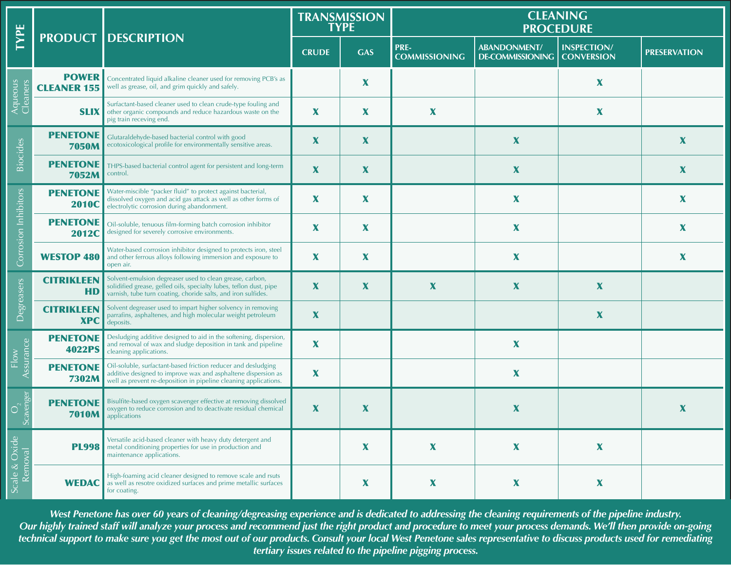| TYPE | PRODUCT | DESCRIPTION | TRANSMISSION TYPE | | CLEANING PROCEDURE | | | |
|---|---|---|---|---|---|---|---|---|
| | | | CRUDE | GAS | PRE-COMMISSIONING | ABANDONMENT/ DE-COMMISSIONING | INSPECTION/ CONVERSION | PRESERVATION |
| Aqueous Cleaners | **POWER CLEANER 155** | Concentrated liquid alkaline cleaner used for removing PCB's as well as grease, oil, and grim quickly and safely. | | X | | | X | |
| | **SLIX** | Surfactant-based cleaner used to clean crude-type fouling and other organic compounds and reduce hazardous waste on the pig train receving end. | X | X | X | | X | |
| Biocides | **PENETONE 7050M** | Glutaraldehyde-based bacterial control with good ecotoxicological profile for environmentally sensitive areas. | X | X | | X | | X |
| | **PENETONE 7052M** | THPS-based bacterial control agent for persistent and long-term control. | X | X | | X | | X |
| Corrosion Inhibitors | **PENETONE 2010C** | Water-miscible "packer fluid" to protect against bacterial, dissolved oxygen and acid gas attack as well as other forms of electrolytic corrosion during abandonment. | X | X | | X | | X |
| | **PENETONE 2012C** | Oil-soluble, tenuous film-forming batch corrosion inhibitor designed for severely corrosive environments. | X | X | | X | | X |
| | **WESTOP 480** | Water-based corrosion inhibitor designed to protects iron, steel and other ferrous alloys following immersion and exposure to open air. | X | X | | X | | X |
| Degreasers | **CITRIKLEEN HD** | Solvent-emulsion degreaser used to clean grease, carbon, solidified grease, gelled oils, specialty lubes, teflon dust, pipe varnish, tube turn coating, choride salts, and iron sulfides. | X | X | X | X | X | |
| | **CITRIKLEEN XPC** | Solvent degreaser used to impart higher solvency in removing parrafins, asphaltenes, and high molecular weight petroleum deposits. | X | | | | X | |
| Flow Assurance | **PENETONE 4022PS** | Desludging additive designed to aid in the softening, dispersion, and removal of wax and sludge deposition in tank and pipeline cleaning applications. | X | | | X | | |
| | **PENETONE 7302M** | Oil-soluble, surfactant-based friction reducer and desludging additive designed to improve wax and asphaltene dispersion as well as prevent re-deposition in pipeline cleaning applications. | X | | | X | | |
| $O_2$ Scavenger | **PENETONE 7010M** | Bisulfite-based oxygen scavenger effective at removing dissolved oxygen to reduce corrosion and to deactivate residual chemical applications | X | X | | X | | X |
| Scale & Oxide Removal | **PL998** | Versatile acid-based cleaner with heavy duty detergent and metal conditioning properties for use in production and maintenance applications. | | X | X | X | X | |
| | **WEDAC** | High-foaming acid cleaner designed to remove scale and rsuts as well as resotre oxidized surfaces and prime metallic surfaces for coating. | | X | X | X | X | |

***West Penetone has over 60 years of cleaning/degreasing experience and is dedicated to addressing the cleaning requirements of the pipeline industry. Our highly trained staff will analyze your process and recommend just the right product and procedure to meet your process demands. We'll then provide on-going technical support to make sure you get the most out of our products. Consult your local West Penetone sales representative to discuss products used for remediating tertiary issues related to the pipeline pigging process.***